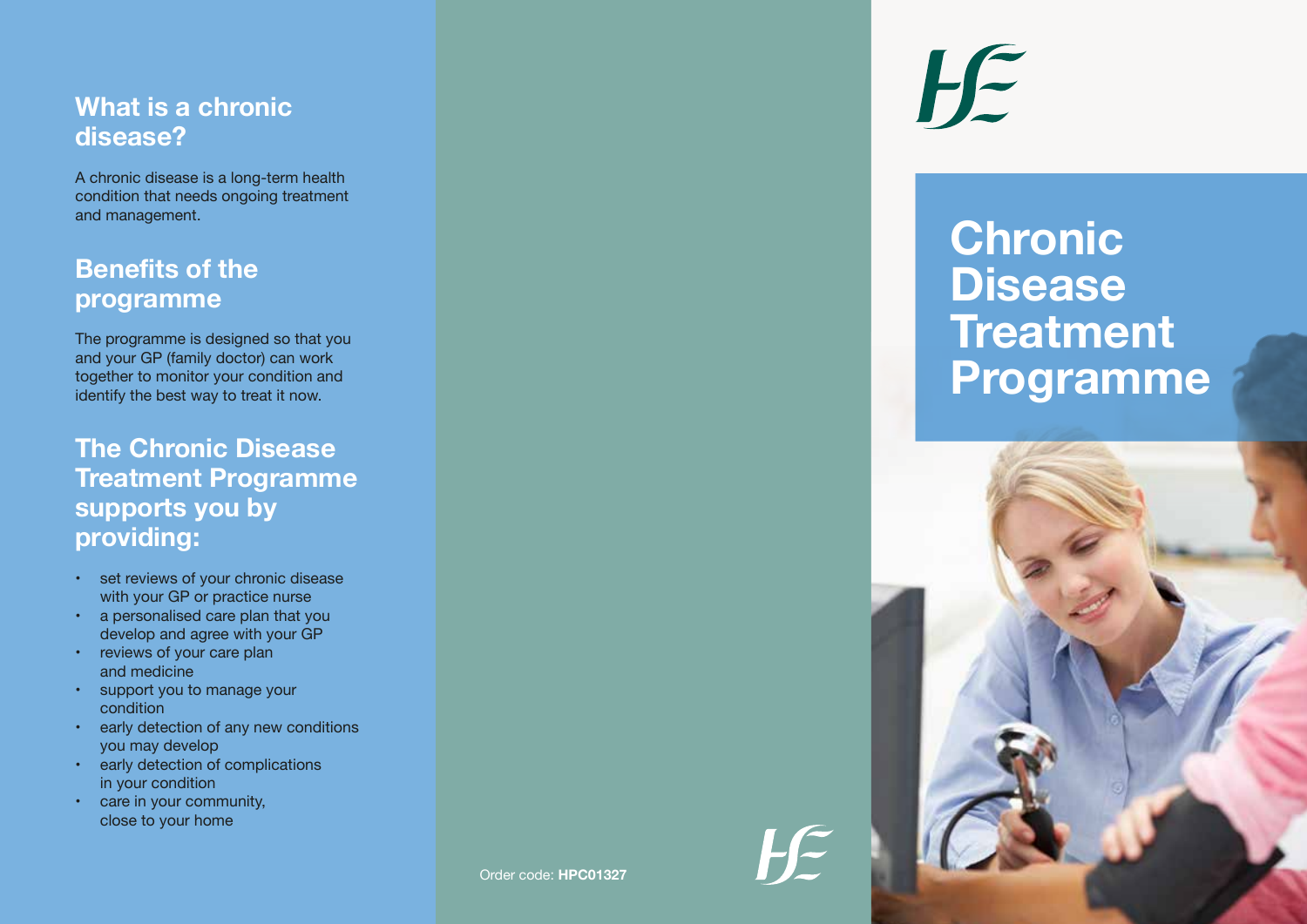## What is a chronic disease?

A chronic disease is a long-term health condition that needs ongoing treatment and management.

## Benefits of the programme

The programme is designed so that you and your GP (family doctor) can work together to monitor your condition and identify the best way to treat it now.

## The Chronic Disease Treatment Programme supports you by providing:

- set reviews of your chronic disease with your GP or practice nurse
- a personalised care plan that you develop and agree with your GP
- reviews of your care plan and medicine
- support you to manage your condition
- early detection of any new conditions you may develop
- early detection of complications in your condition
- care in your community, close to your home

Order code: **HPC01327**

# Chronic Disease Treatment Programme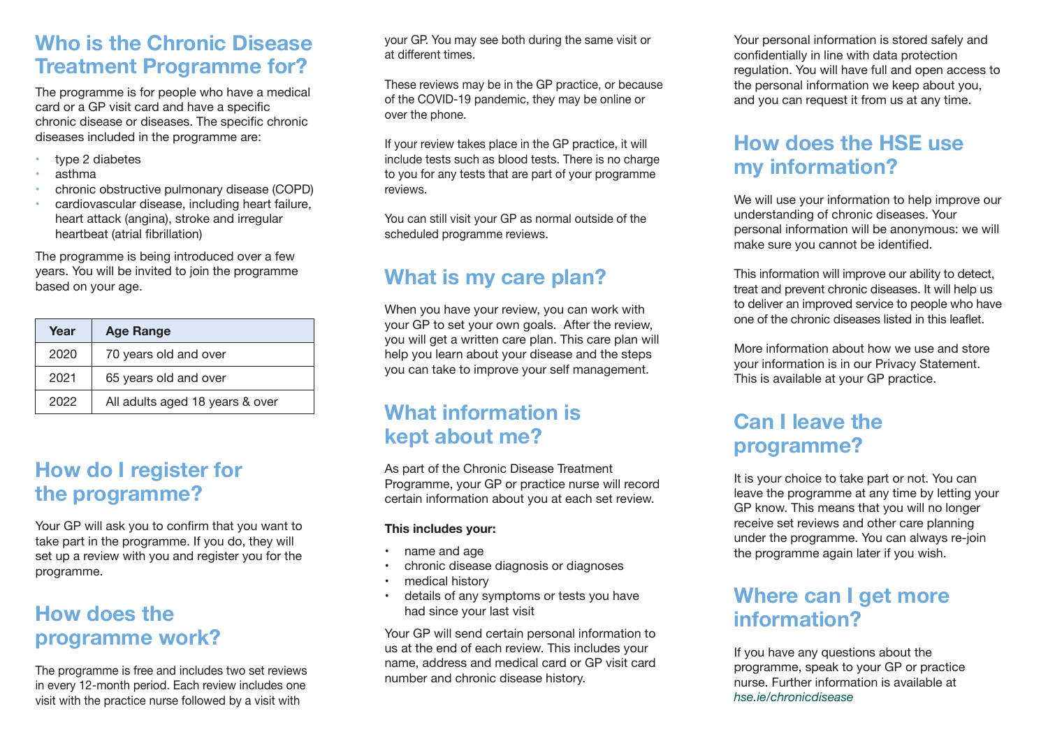## Who is the Chronic Disease Treatment Programme for?

The programme is for people who have a medical card or a GP visit card and have a specific chronic disease or diseases. The specific chronic diseases included in the programme are:

- type 2 diabetes
- asthma
- chronic obstructive pulmonary disease (COPD)
- cardiovascular disease, including heart failure, heart attack (angina), stroke and irregular heartbeat (atrial fibrillation)

The programme is being introduced over a few years. You will be invited to join the programme based on your age.

| Year | Age Range |
|---|---|
| 2020 | 70 years old and over |
| 2021 | 65 years old and over |
| 2022 | All adults aged 18 years & over |

## How do I register for the programme?

Your GP will ask you to confirm that you want to take part in the programme. If you do, they will set up a review with you and register you for the programme.

## How does the programme work?

The programme is free and includes two set reviews in every 12-month period. Each review includes one visit with the practice nurse followed by a visit with your GP. You may see both during the same visit or at different times.

These reviews may be in the GP practice, or because of the COVID-19 pandemic, they may be online or over the phone.

If your review takes place in the GP practice, it will include tests such as blood tests. There is no charge to you for any tests that are part of your programme reviews.

You can still visit your GP as normal outside of the scheduled programme reviews.

## What is my care plan?

When you have your review, you can work with your GP to set your own goals. After the review, you will get a written care plan. This care plan will help you learn about your disease and the steps you can take to improve your self management.

## What information is kept about me?

As part of the Chronic Disease Treatment Programme, your GP or practice nurse will record certain information about you at each set review.

**This includes your:**

- name and age
- chronic disease diagnosis or diagnoses
- medical history
- details of any symptoms or tests you have had since your last visit

Your GP will send certain personal information to us at the end of each review. This includes your name, address and medical card or GP visit card number and chronic disease history.

Your personal information is stored safely and confidentially in line with data protection regulation. You will have full and open access to the personal information we keep about you, and you can request it from us at any time.

## How does the HSE use my information?

We will use your information to help improve our understanding of chronic diseases. Your personal information will be anonymous: we will make sure you cannot be identified.

This information will improve our ability to detect, treat and prevent chronic diseases. It will help us to deliver an improved service to people who have one of the chronic diseases listed in this leaflet.

More information about how we use and store your information is in our Privacy Statement. This is available at your GP practice.

## Can I leave the programme?

It is your choice to take part or not. You can leave the programme at any time by letting your GP know. This means that you will no longer receive set reviews and other care planning under the programme. You can always re-join the programme again later if you wish.

## Where can I get more information?

If you have any questions about the programme, speak to your GP or practice nurse. Further information is available at *hse.ie/chronicdisease*